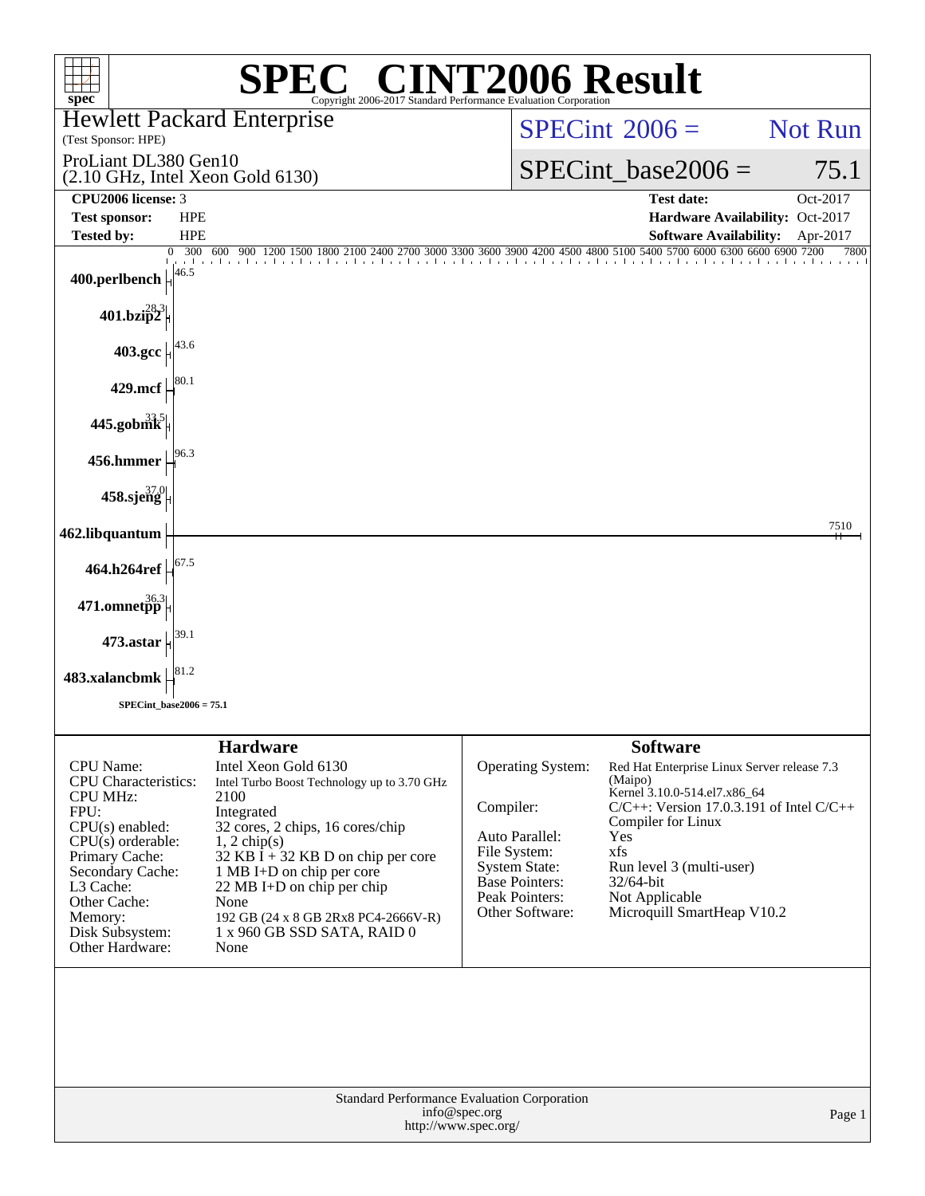# SPEC® CINT2006 Result

Copyright 2006-2017 Standard Performance Evaluation Corporation

**Hewlett Packard Enterprise**
(Test Sponsor: HPE)

ProLiant DL380 Gen10
(2.10 GHz, Intel Xeon Gold 6130)

SPECint 2006 = Not Run

SPECint_base2006 = 75.1

| | | | |
|---|---|---|---|
| **CPU2006 license:** 3 | | **Test date:** | Oct-2017 |
| **Test sponsor:** | HPE | **Hardware Availability:** | Oct-2017 |
| **Tested by:** | HPE | **Software Availability:** | Apr-2017 |

| Benchmark | Base ratio |
|---|---|
| 400.perlbench | 46.5 |
| 401.bzip2 | 28.3 |
| 403.gcc | 43.6 |
| 429.mcf | 80.1 |
| 445.gobmk | 33.5 |
| 456.hmmer | 96.3 |
| 458.sjeng | 37.0 |
| 462.libquantum | 7510 |
| 464.h264ref | 67.5 |
| 471.omnetpp | 36.3 |
| 473.astar | 39.1 |
| 483.xalancbmk | 81.2 |

SPECint_base2006 = 75.1

## Hardware

| | |
|---|---|
| CPU Name: | Intel Xeon Gold 6130 |
| CPU Characteristics: | Intel Turbo Boost Technology up to 3.70 GHz |
| CPU MHz: | 2100 |
| FPU: | Integrated |
| CPU(s) enabled: | 32 cores, 2 chips, 16 cores/chip |
| CPU(s) orderable: | 1, 2 chip(s) |
| Primary Cache: | 32 KB I + 32 KB D on chip per core |
| Secondary Cache: | 1 MB I+D on chip per core |
| L3 Cache: | 22 MB I+D on chip per chip |
| Other Cache: | None |
| Memory: | 192 GB (24 x 8 GB 2Rx8 PC4-2666V-R) |
| Disk Subsystem: | 1 x 960 GB SSD SATA, RAID 0 |
| Other Hardware: | None |

## Software

| | |
|---|---|
| Operating System: | Red Hat Enterprise Linux Server release 7.3 (Maipo) Kernel 3.10.0-514.el7.x86_64 |
| Compiler: | C/C++: Version 17.0.3.191 of Intel C/C++ Compiler for Linux |
| Auto Parallel: | Yes |
| File System: | xfs |
| System State: | Run level 3 (multi-user) |
| Base Pointers: | 32/64-bit |
| Peak Pointers: | Not Applicable |
| Other Software: | Microquill SmartHeap V10.2 |

Standard Performance Evaluation Corporation
info@spec.org
http://www.spec.org/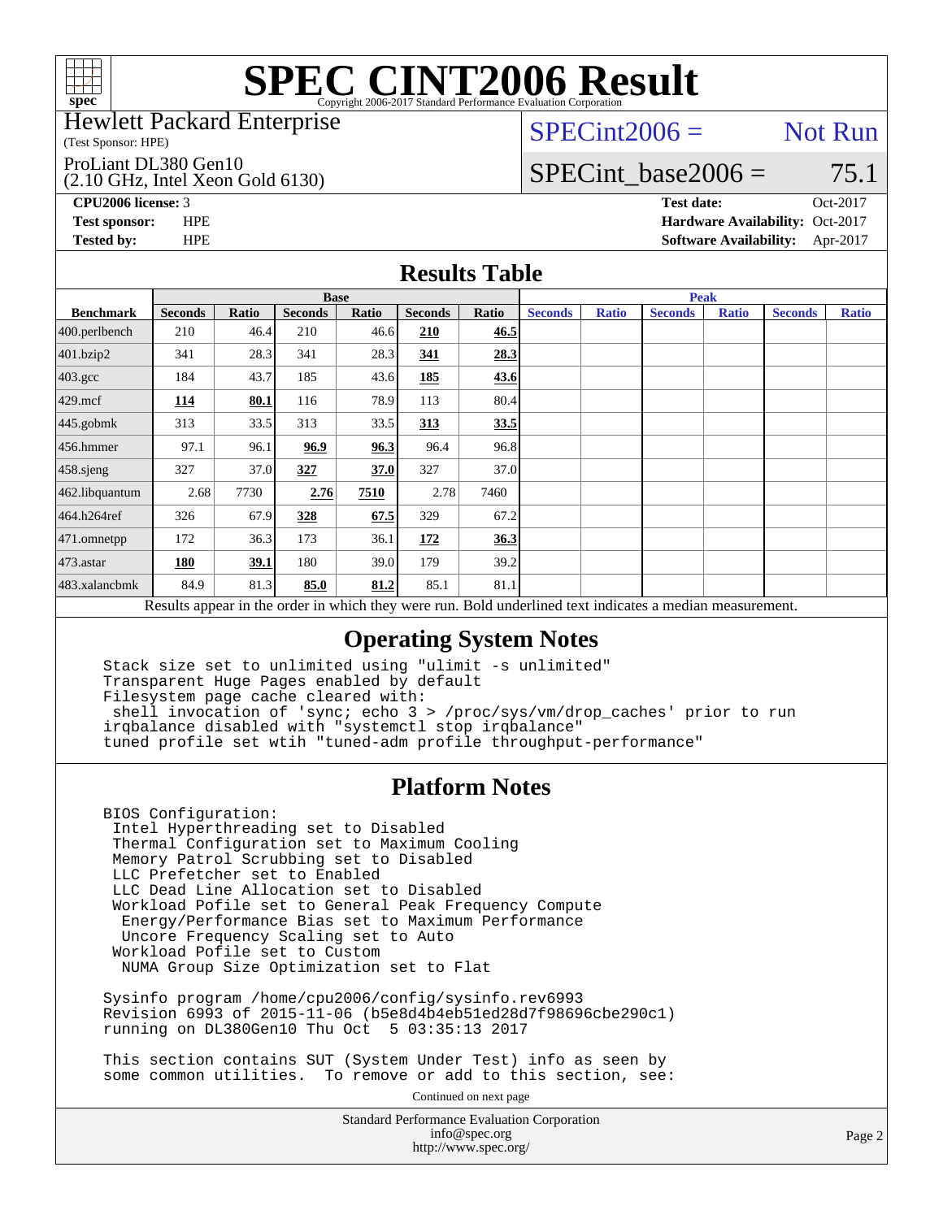# SPEC CINT2006 Result

Copyright 2006-2017 Standard Performance Evaluation Corporation

Hewlett Packard Enterprise
(Test Sponsor: HPE)

ProLiant DL380 Gen10
(2.10 GHz, Intel Xeon Gold 6130)

SPECint2006 = Not Run

SPECint_base2006 = 75.1

**CPU2006 license:** 3
**Test sponsor:** HPE
**Tested by:** HPE

**Test date:** Oct-2017
**Hardware Availability:** Oct-2017
**Software Availability:** Apr-2017

## Results Table

| Benchmark | Base | | | | | | Peak | | | | | |
|---|---|---|---|---|---|---|---|---|---|---|---|---|
| | Seconds | Ratio | Seconds | Ratio | Seconds | Ratio | Seconds | Ratio | Seconds | Ratio | Seconds | Ratio |
| 400.perlbench | 210 | 46.4 | 210 | 46.6 | **210** | **46.5** | | | | | | |
| 401.bzip2 | 341 | 28.3 | 341 | 28.3 | **341** | **28.3** | | | | | | |
| 403.gcc | 184 | 43.7 | 185 | 43.6 | **185** | **43.6** | | | | | | |
| 429.mcf | **114** | **80.1** | 116 | 78.9 | 113 | 80.4 | | | | | | |
| 445.gobmk | 313 | 33.5 | 313 | 33.5 | **313** | **33.5** | | | | | | |
| 456.hmmer | 97.1 | 96.1 | **96.9** | **96.3** | 96.4 | 96.8 | | | | | | |
| 458.sjeng | 327 | 37.0 | **327** | **37.0** | 327 | 37.0 | | | | | | |
| 462.libquantum | 2.68 | 7730 | **2.76** | **7510** | 2.78 | 7460 | | | | | | |
| 464.h264ref | 326 | 67.9 | **328** | **67.5** | 329 | 67.2 | | | | | | |
| 471.omnetpp | 172 | 36.3 | 173 | 36.1 | **172** | **36.3** | | | | | | |
| 473.astar | **180** | **39.1** | 180 | 39.0 | 179 | 39.2 | | | | | | |
| 483.xalancbmk | 84.9 | 81.3 | **85.0** | **81.2** | 85.1 | 81.1 | | | | | | |

Results appear in the order in which they were run. Bold underlined text indicates a median measurement.

## Operating System Notes

```
Stack size set to unlimited using "ulimit -s unlimited"
Transparent Huge Pages enabled by default
Filesystem page cache cleared with:
 shell invocation of 'sync; echo 3 > /proc/sys/vm/drop_caches' prior to run
irqbalance disabled with "systemctl stop irqbalance"
tuned profile set wtih "tuned-adm profile throughput-performance"
```

## Platform Notes

```
BIOS Configuration:
 Intel Hyperthreading set to Disabled
 Thermal Configuration set to Maximum Cooling
 Memory Patrol Scrubbing set to Disabled
 LLC Prefetcher set to Enabled
 LLC Dead Line Allocation set to Disabled
 Workload Pofile set to General Peak Frequency Compute
  Energy/Performance Bias set to Maximum Performance
  Uncore Frequency Scaling set to Auto
 Workload Pofile set to Custom
  NUMA Group Size Optimization set to Flat

Sysinfo program /home/cpu2006/config/sysinfo.rev6993
Revision 6993 of 2015-11-06 (b5e8d4b4eb51ed28d7f98696cbe290c1)
running on DL380Gen10 Thu Oct  5 03:35:13 2017

This section contains SUT (System Under Test) info as seen by
some common utilities.  To remove or add to this section, see:
```

Continued on next page

Standard Performance Evaluation Corporation
info@spec.org
http://www.spec.org/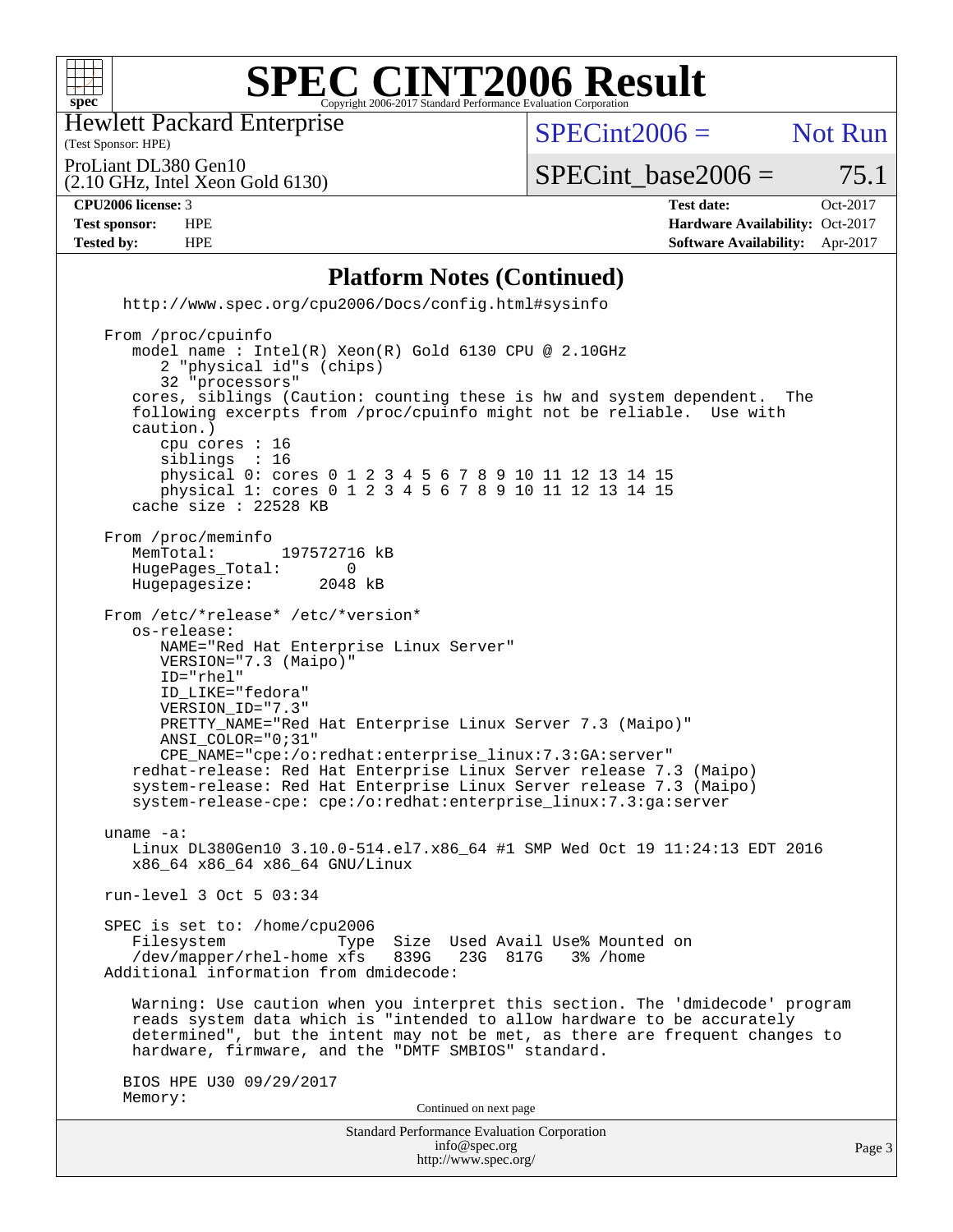# SPEC CINT2006 Result

Hewlett Packard Enterprise
(Test Sponsor: HPE)

ProLiant DL380 Gen10
(2.10 GHz, Intel Xeon Gold 6130)

SPECint2006 = Not Run

SPECint_base2006 = 75.1

**CPU2006 license:** 3
**Test sponsor:** HPE
**Tested by:** HPE

**Test date:** Oct-2017
**Hardware Availability:** Oct-2017
**Software Availability:** Apr-2017

## Platform Notes (Continued)

```
  http://www.spec.org/cpu2006/Docs/config.html#sysinfo

From /proc/cpuinfo
   model name : Intel(R) Xeon(R) Gold 6130 CPU @ 2.10GHz
      2 "physical id"s (chips)
      32 "processors"
   cores, siblings (Caution: counting these is hw and system dependent.  The
   following excerpts from /proc/cpuinfo might not be reliable.  Use with
   caution.)
      cpu cores : 16
      siblings  : 16
      physical 0: cores 0 1 2 3 4 5 6 7 8 9 10 11 12 13 14 15
      physical 1: cores 0 1 2 3 4 5 6 7 8 9 10 11 12 13 14 15
   cache size : 22528 KB

From /proc/meminfo
   MemTotal:       197572716 kB
   HugePages_Total:       0
   Hugepagesize:       2048 kB

From /etc/*release* /etc/*version*
   os-release:
      NAME="Red Hat Enterprise Linux Server"
      VERSION="7.3 (Maipo)"
      ID="rhel"
      ID_LIKE="fedora"
      VERSION_ID="7.3"
      PRETTY_NAME="Red Hat Enterprise Linux Server 7.3 (Maipo)"
      ANSI_COLOR="0;31"
      CPE_NAME="cpe:/o:redhat:enterprise_linux:7.3:GA:server"
   redhat-release: Red Hat Enterprise Linux Server release 7.3 (Maipo)
   system-release: Red Hat Enterprise Linux Server release 7.3 (Maipo)
   system-release-cpe: cpe:/o:redhat:enterprise_linux:7.3:ga:server

uname -a:
   Linux DL380Gen10 3.10.0-514.el7.x86_64 #1 SMP Wed Oct 19 11:24:13 EDT 2016
   x86_64 x86_64 x86_64 GNU/Linux

run-level 3 Oct 5 03:34

SPEC is set to: /home/cpu2006
   Filesystem            Type  Size  Used Avail Use% Mounted on
   /dev/mapper/rhel-home xfs   839G   23G  817G   3% /home
Additional information from dmidecode:

   Warning: Use caution when you interpret this section. The 'dmidecode' program
   reads system data which is "intended to allow hardware to be accurately
   determined", but the intent may not be met, as there are frequent changes to
   hardware, firmware, and the "DMTF SMBIOS" standard.

  BIOS HPE U30 09/29/2017
  Memory:
```

Continued on next page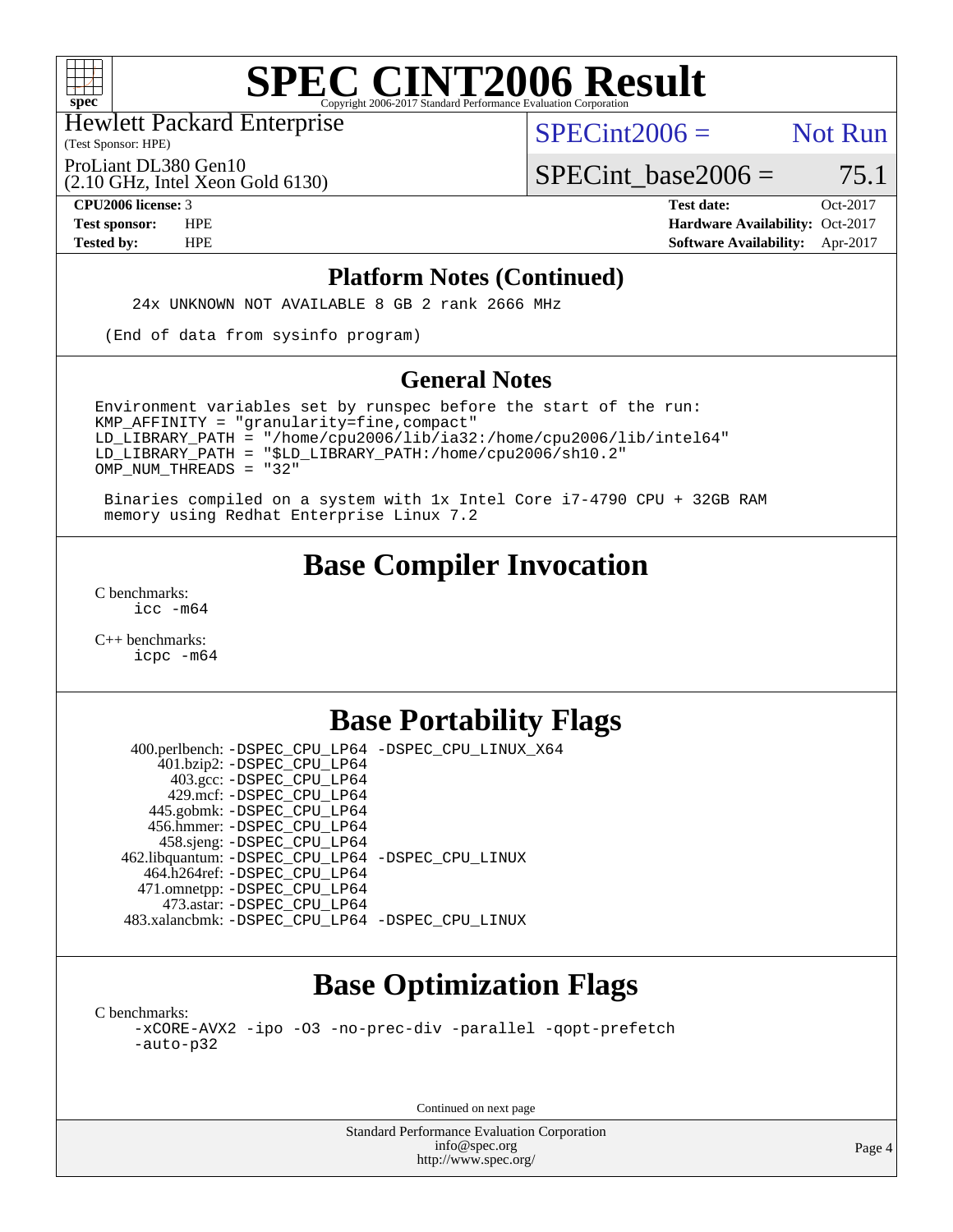# SPEC CINT2006 Result

Hewlett Packard Enterprise
(Test Sponsor: HPE)

ProLiant DL380 Gen10
(2.10 GHz, Intel Xeon Gold 6130)

SPECint2006 = Not Run

SPECint_base2006 = 75.1

| | | | |
|---|---|---|---|
| **CPU2006 license:** 3 | | **Test date:** | Oct-2017 |
| **Test sponsor:** | HPE | **Hardware Availability:** | Oct-2017 |
| **Tested by:** | HPE | **Software Availability:** | Apr-2017 |

## Platform Notes (Continued)

```
24x UNKNOWN NOT AVAILABLE 8 GB 2 rank 2666 MHz

(End of data from sysinfo program)
```

## General Notes

```
Environment variables set by runspec before the start of the run:
KMP_AFFINITY = "granularity=fine,compact"
LD_LIBRARY_PATH = "/home/cpu2006/lib/ia32:/home/cpu2006/lib/intel64"
LD_LIBRARY_PATH = "$LD_LIBRARY_PATH:/home/cpu2006/sh10.2"
OMP_NUM_THREADS = "32"

 Binaries compiled on a system with 1x Intel Core i7-4790 CPU + 32GB RAM
 memory using Redhat Enterprise Linux 7.2
```

## Base Compiler Invocation

C benchmarks:
```
icc -m64
```

C++ benchmarks:
```
icpc -m64
```

## Base Portability Flags

```
   400.perlbench: -DSPEC_CPU_LP64 -DSPEC_CPU_LINUX_X64
       401.bzip2: -DSPEC_CPU_LP64
         403.gcc: -DSPEC_CPU_LP64
         429.mcf: -DSPEC_CPU_LP64
       445.gobmk: -DSPEC_CPU_LP64
       456.hmmer: -DSPEC_CPU_LP64
       458.sjeng: -DSPEC_CPU_LP64
  462.libquantum: -DSPEC_CPU_LP64 -DSPEC_CPU_LINUX
     464.h264ref: -DSPEC_CPU_LP64
     471.omnetpp: -DSPEC_CPU_LP64
       473.astar: -DSPEC_CPU_LP64
  483.xalancbmk: -DSPEC_CPU_LP64 -DSPEC_CPU_LINUX
```

## Base Optimization Flags

C benchmarks:
```
-xCORE-AVX2 -ipo -O3 -no-prec-div -parallel -qopt-prefetch
-auto-p32
```

Continued on next page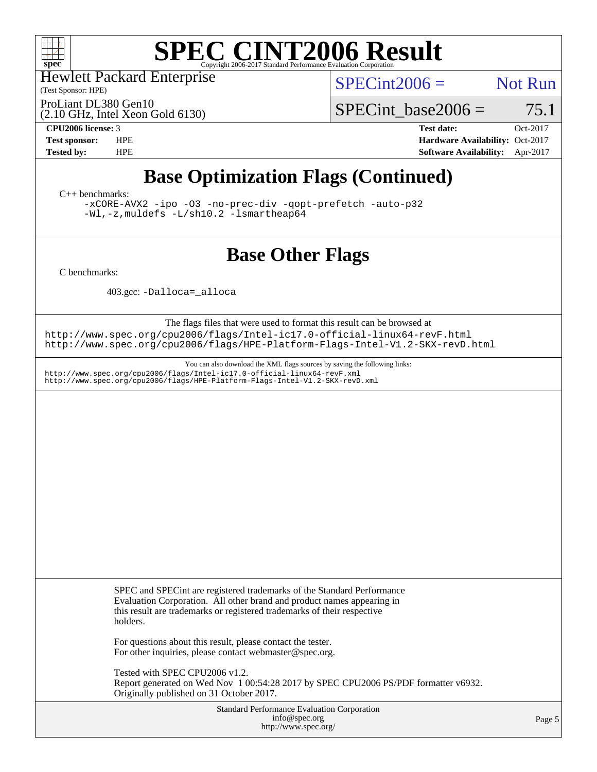# Base Optimization Flags (Continued)

C++ benchmarks:

```
-xCORE-AVX2 -ipo -O3 -no-prec-div -qopt-prefetch -auto-p32
-Wl,-z,muldefs -L/sh10.2 -lsmartheap64
```

# Base Other Flags

C benchmarks:

403.gcc: `-Dalloca=_alloca`

The flags files that were used to format this result can be browsed at
http://www.spec.org/cpu2006/flags/Intel-ic17.0-official-linux64-revF.html
http://www.spec.org/cpu2006/flags/HPE-Platform-Flags-Intel-V1.2-SKX-revD.html

You can also download the XML flags sources by saving the following links:
http://www.spec.org/cpu2006/flags/Intel-ic17.0-official-linux64-revF.xml
http://www.spec.org/cpu2006/flags/HPE-Platform-Flags-Intel-V1.2-SKX-revD.xml

SPEC and SPECint are registered trademarks of the Standard Performance Evaluation Corporation. All other brand and product names appearing in this result are trademarks or registered trademarks of their respective holders.

For questions about this result, please contact the tester.
For other inquiries, please contact webmaster@spec.org.

Tested with SPEC CPU2006 v1.2.
Report generated on Wed Nov 1 00:54:28 2017 by SPEC CPU2006 PS/PDF formatter v6932.
Originally published on 31 October 2017.